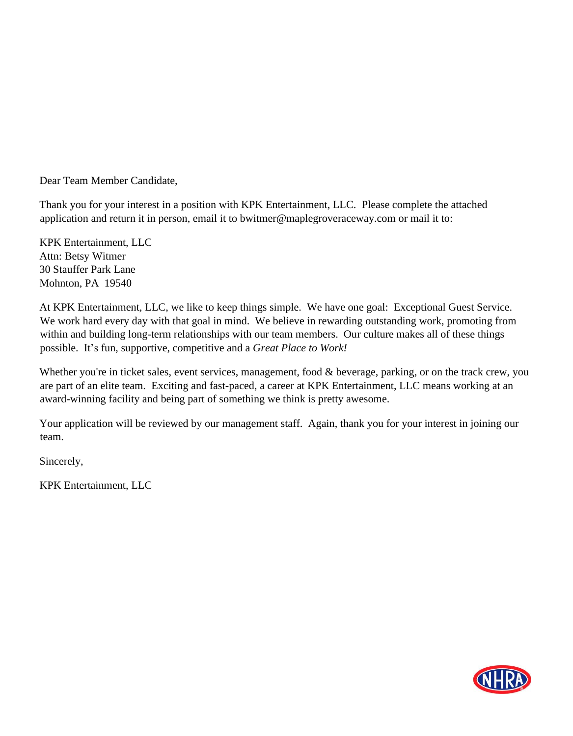Dear Team Member Candidate,

Thank you for your interest in a position with KPK Entertainment, LLC. Please complete the attached application and return it in person, email it to bwitmer@maplegroveraceway.com or mail it to:

KPK Entertainment, LLC
Attn: Betsy Witmer
30 Stauffer Park Lane
Mohnton, PA 19540

At KPK Entertainment, LLC, we like to keep things simple. We have one goal: Exceptional Guest Service. We work hard every day with that goal in mind. We believe in rewarding outstanding work, promoting from within and building long-term relationships with our team members. Our culture makes all of these things possible. It's fun, supportive, competitive and a *Great Place to Work!*

Whether you're in ticket sales, event services, management, food & beverage, parking, or on the track crew, you are part of an elite team. Exciting and fast-paced, a career at KPK Entertainment, LLC means working at an award-winning facility and being part of something we think is pretty awesome.

Your application will be reviewed by our management staff. Again, thank you for your interest in joining our team.

Sincerely,

KPK Entertainment, LLC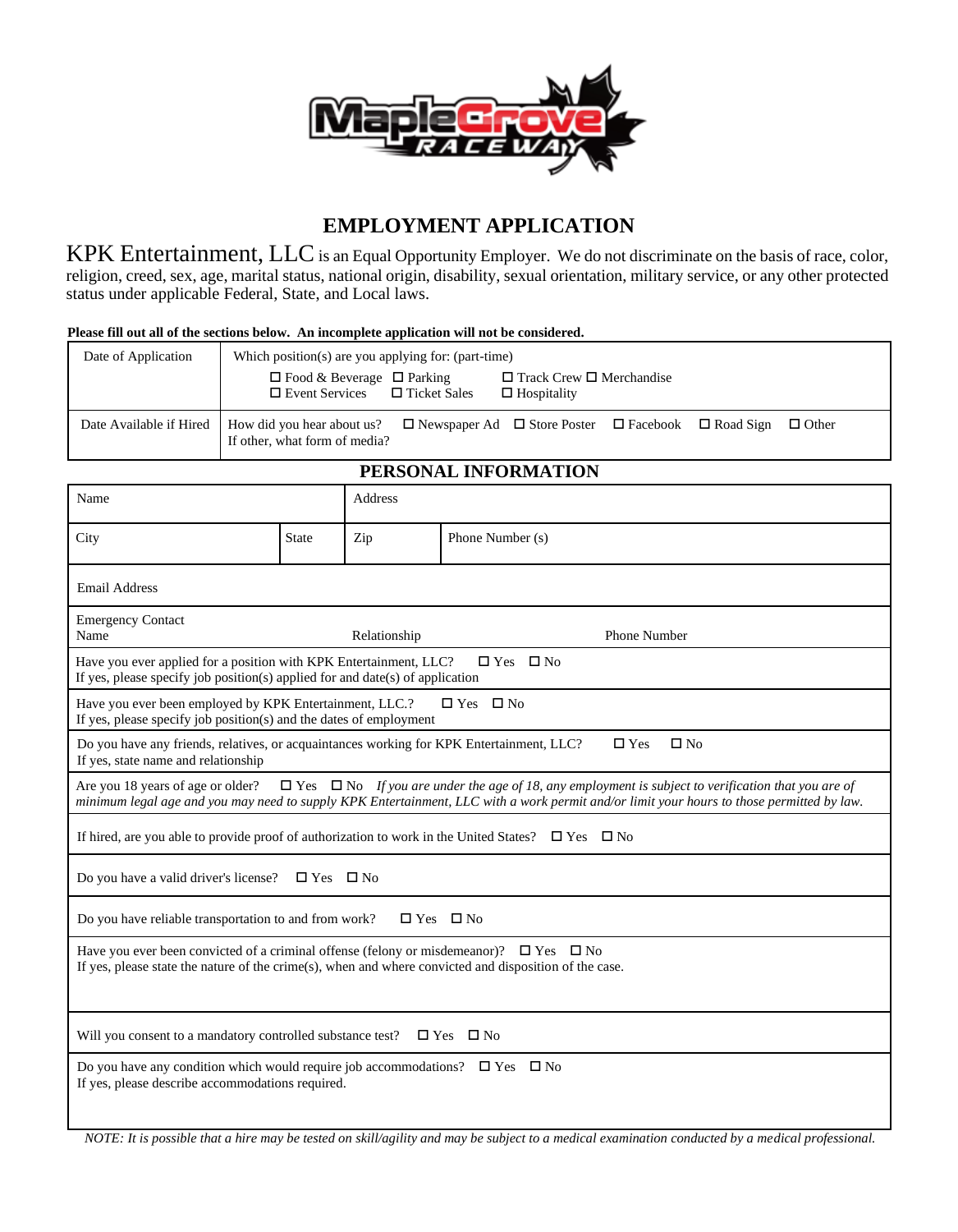# EMPLOYMENT APPLICATION

KPK Entertainment, LLC is an Equal Opportunity Employer. We do not discriminate on the basis of race, color, religion, creed, sex, age, marital status, national origin, disability, sexual orientation, military service, or any other protected status under applicable Federal, State, and Local laws.

**Please fill out all of the sections below. An incomplete application will not be considered.**

| Date of Application | Which position(s) are you applying for: (part-time)<br>☐ Food & Beverage ☐ Parking ☐ Track Crew ☐ Merchandise<br>☐ Event Services ☐ Ticket Sales ☐ Hospitality |
|---|---|
| Date Available if Hired | How did you hear about us? ☐ Newspaper Ad ☐ Store Poster ☐ Facebook ☐ Road Sign ☐ Other<br>If other, what form of media? |

## PERSONAL INFORMATION

| Name | | Address | |
|---|---|---|---|
| City | State | Zip | Phone Number (s) |

Email Address

Emergency Contact Name | Relationship | Phone Number

Have you ever applied for a position with KPK Entertainment, LLC? ☐ Yes ☐ No
If yes, please specify job position(s) applied for and date(s) of application

Have you ever been employed by KPK Entertainment, LLC.? ☐ Yes ☐ No
If yes, please specify job position(s) and the dates of employment

Do you have any friends, relatives, or acquaintances working for KPK Entertainment, LLC? ☐ Yes ☐ No
If yes, state name and relationship

Are you 18 years of age or older? ☐ Yes ☐ No *If you are under the age of 18, any employment is subject to verification that you are of minimum legal age and you may need to supply KPK Entertainment, LLC with a work permit and/or limit your hours to those permitted by law.*

If hired, are you able to provide proof of authorization to work in the United States? ☐ Yes ☐ No

Do you have a valid driver's license? ☐ Yes ☐ No

Do you have reliable transportation to and from work? ☐ Yes ☐ No

Have you ever been convicted of a criminal offense (felony or misdemeanor)? ☐ Yes ☐ No
If yes, please state the nature of the crime(s), when and where convicted and disposition of the case.

Will you consent to a mandatory controlled substance test? ☐ Yes ☐ No

Do you have any condition which would require job accommodations? ☐ Yes ☐ No
If yes, please describe accommodations required.

*NOTE: It is possible that a hire may be tested on skill/agility and may be subject to a medical examination conducted by a medical professional.*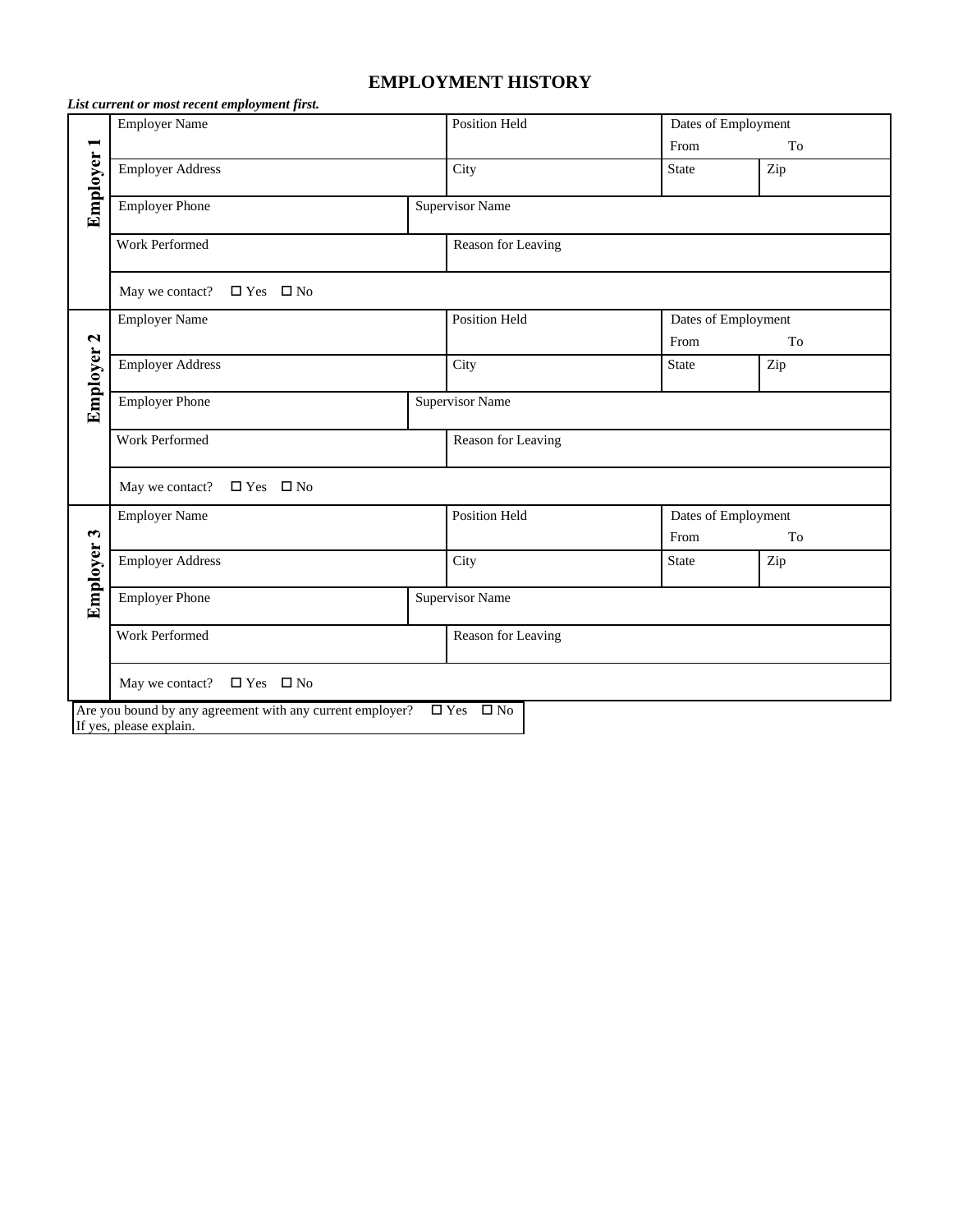# EMPLOYMENT HISTORY

***List current or most recent employment first.***

**Employer 1**

| Employer Name | | Position Held | Dates of Employment From To | |
|---|---|---|---|---|
| Employer Address | | City | State | Zip |
| Employer Phone | Supervisor Name | | | |
| Work Performed | | Reason for Leaving | | |
| May we contact? ☐ Yes ☐ No | | | | |

**Employer 2**

| Employer Name | | Position Held | Dates of Employment From To | |
|---|---|---|---|---|
| Employer Address | | City | State | Zip |
| Employer Phone | Supervisor Name | | | |
| Work Performed | | Reason for Leaving | | |
| May we contact? ☐ Yes ☐ No | | | | |

**Employer 3**

| Employer Name | | Position Held | Dates of Employment From To | |
|---|---|---|---|---|
| Employer Address | | City | State | Zip |
| Employer Phone | Supervisor Name | | | |
| Work Performed | | Reason for Leaving | | |
| May we contact? ☐ Yes ☐ No | | | | |

Are you bound by any agreement with any current employer? ☐ Yes ☐ No
If yes, please explain.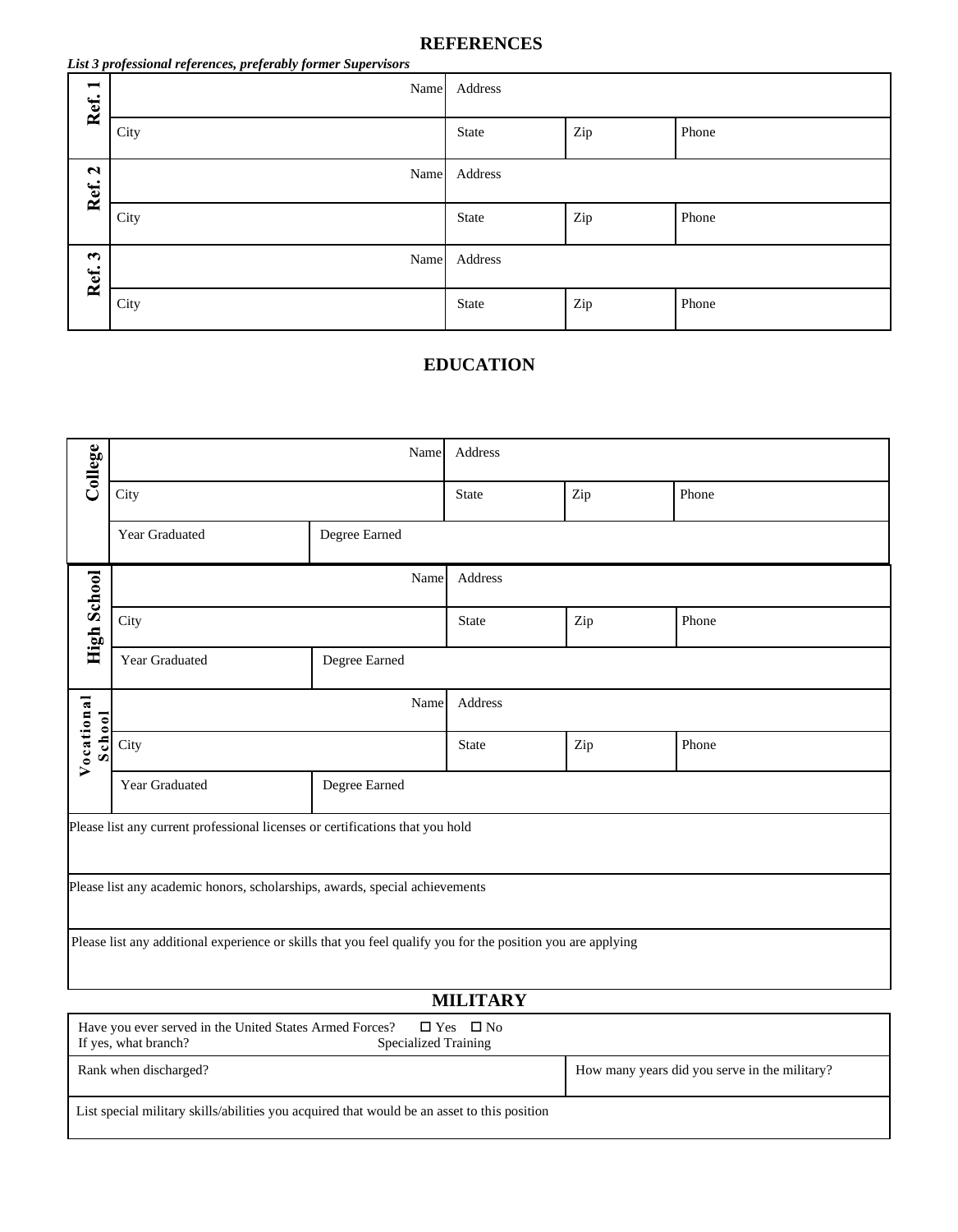## REFERENCES

***List 3 professional references, preferably former Supervisors***

| | | | | |
|---|---|---|---|---|
| **Ref. 1** | Name | Address | | |
| | City | State | Zip | Phone |
| **Ref. 2** | Name | Address | | |
| | City | State | Zip | Phone |
| **Ref. 3** | Name | Address | | |
| | City | State | Zip | Phone |

## EDUCATION

| | | | | | |
|---|---|---|---|---|---|
| **College** | Name | | Address | | |
| | City | | State | Zip | Phone |
| | Year Graduated | Degree Earned | | | |
| **High School** | Name | | Address | | |
| | City | | State | Zip | Phone |
| | Year Graduated | Degree Earned | | | |
| **Vocational School** | Name | | Address | | |
| | City | | State | Zip | Phone |
| | Year Graduated | Degree Earned | | | |

Please list any current professional licenses or certifications that you hold

Please list any academic honors, scholarships, awards, special achievements

Please list any additional experience or skills that you feel qualify you for the position you are applying

## MILITARY

| | |
|---|---|
| Have you ever served in the United States Armed Forces? ☐ Yes ☐ No<br>If yes, what branch? Specialized Training | |
| Rank when discharged? | How many years did you serve in the military? |
| List special military skills/abilities you acquired that would be an asset to this position | |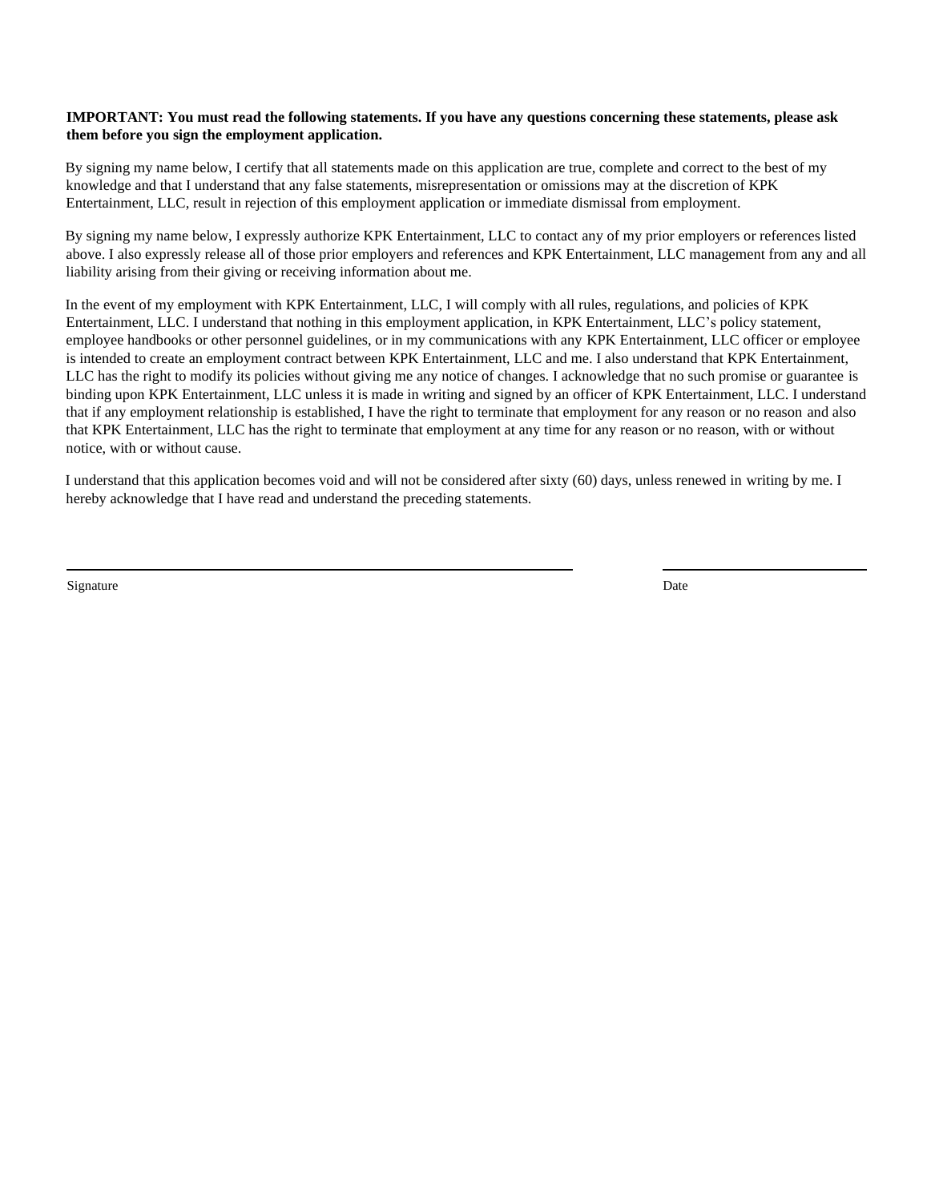**IMPORTANT: You must read the following statements. If you have any questions concerning these statements, please ask them before you sign the employment application.**

By signing my name below, I certify that all statements made on this application are true, complete and correct to the best of my knowledge and that I understand that any false statements, misrepresentation or omissions may at the discretion of KPK Entertainment, LLC, result in rejection of this employment application or immediate dismissal from employment.

By signing my name below, I expressly authorize KPK Entertainment, LLC to contact any of my prior employers or references listed above. I also expressly release all of those prior employers and references and KPK Entertainment, LLC management from any and all liability arising from their giving or receiving information about me.

In the event of my employment with KPK Entertainment, LLC, I will comply with all rules, regulations, and policies of KPK Entertainment, LLC. I understand that nothing in this employment application, in KPK Entertainment, LLC's policy statement, employee handbooks or other personnel guidelines, or in my communications with any KPK Entertainment, LLC officer or employee is intended to create an employment contract between KPK Entertainment, LLC and me. I also understand that KPK Entertainment, LLC has the right to modify its policies without giving me any notice of changes. I acknowledge that no such promise or guarantee is binding upon KPK Entertainment, LLC unless it is made in writing and signed by an officer of KPK Entertainment, LLC. I understand that if any employment relationship is established, I have the right to terminate that employment for any reason or no reason and also that KPK Entertainment, LLC has the right to terminate that employment at any time for any reason or no reason, with or without notice, with or without cause.

I understand that this application becomes void and will not be considered after sixty (60) days, unless renewed in writing by me. I hereby acknowledge that I have read and understand the preceding statements.

\_\_\_\_\_\_\_\_\_\_\_\_\_\_\_\_\_\_\_\_\_\_\_\_\_\_\_\_\_\_\_\_\_\_\_\_\_\_\_\_ \_\_\_\_\_\_\_\_\_\_\_\_\_\_\_\_\_\_\_\_

Signature Date